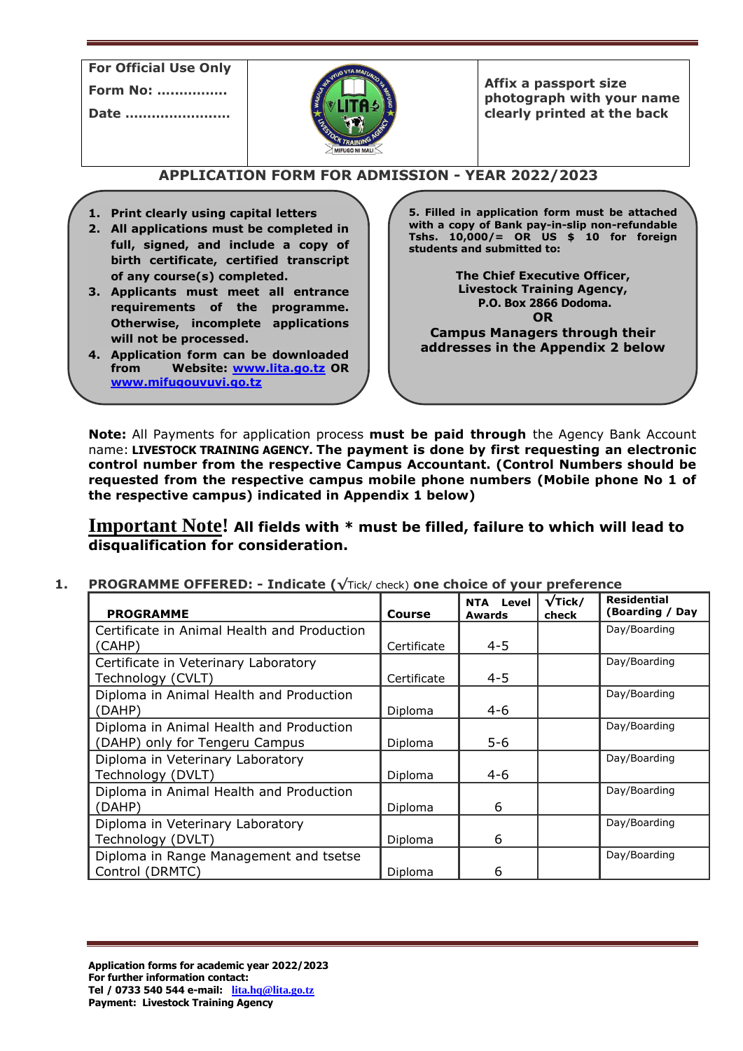| For Official Use Only<br>Form No: …………….<br>Date ……………………. | | Affix a passport size photograph with your name clearly printed at the back |
|---|---|---|

## APPLICATION FORM FOR ADMISSION - YEAR 2022/2023

1. **Print clearly using capital letters**
2. **All applications must be completed in full, signed, and include a copy of birth certificate, certified transcript of any course(s) completed.**
3. **Applicants must meet all entrance requirements of the programme. Otherwise, incomplete applications will not be processed.**
4. **Application form can be downloaded from Website: www.lita.go.tz OR www.mifugouvuvi.go.tz**
5. **Filled in application form must be attached with a copy of Bank pay-in-slip non-refundable Tshs. 10,000/= OR US $ 10 for foreign students and submitted to:**

**The Chief Executive Officer,**
**Livestock Training Agency,**
**P.O. Box 2866 Dodoma.**
**OR**
**Campus Managers through their addresses in the Appendix 2 below**

**Note:** All Payments for application process **must be paid through** the Agency Bank Account name: **LIVESTOCK TRAINING AGENCY. The payment is done by first requesting an electronic control number from the respective Campus Accountant. (Control Numbers should be requested from the respective campus mobile phone numbers (Mobile phone No 1 of the respective campus) indicated in Appendix 1 below)**

**Important Note! All fields with * must be filled, failure to which will lead to disqualification for consideration.**

### 1. PROGRAMME OFFERED: - Indicate (√Tick/ check) one choice of your preference

| PROGRAMME | Course | NTA Level Awards | √Tick/ check | Residential (Boarding / Day |
|---|---|---|---|---|
| Certificate in Animal Health and Production (CAHP) | Certificate | 4-5 | | Day/Boarding |
| Certificate in Veterinary Laboratory Technology (CVLT) | Certificate | 4-5 | | Day/Boarding |
| Diploma in Animal Health and Production (DAHP) | Diploma | 4-6 | | Day/Boarding |
| Diploma in Animal Health and Production (DAHP) only for Tengeru Campus | Diploma | 5-6 | | Day/Boarding |
| Diploma in Veterinary Laboratory Technology (DVLT) | Diploma | 4-6 | | Day/Boarding |
| Diploma in Animal Health and Production (DAHP) | Diploma | 6 | | Day/Boarding |
| Diploma in Veterinary Laboratory Technology (DVLT) | Diploma | 6 | | Day/Boarding |
| Diploma in Range Management and tsetse Control (DRMTC) | Diploma | 6 | | Day/Boarding |

**Application forms for academic year 2022/2023**
**For further information contact:**
**Tel / 0733 540 544 e-mail: lita.hq@lita.go.tz**
**Payment: Livestock Training Agency**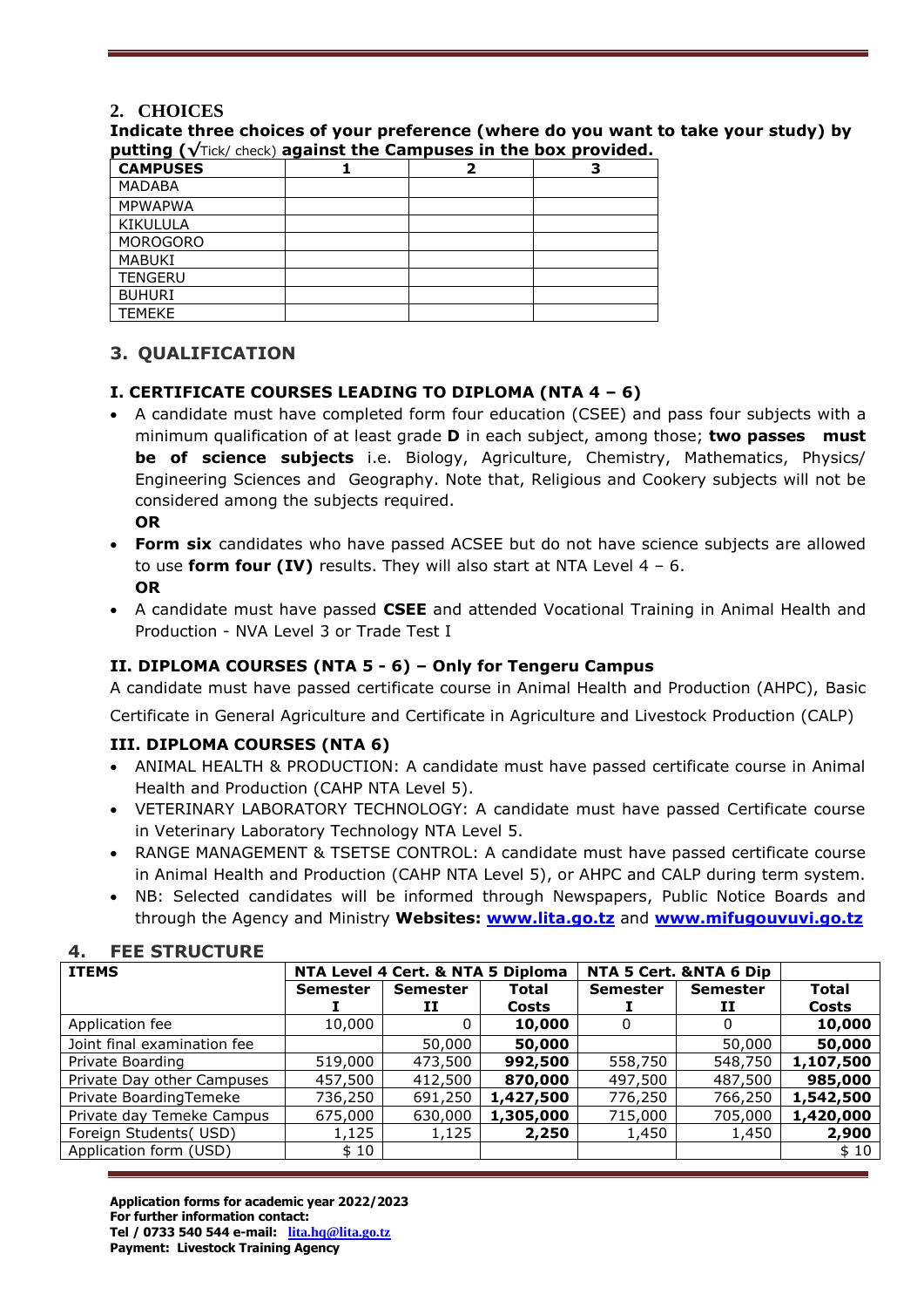## 2. CHOICES

**Indicate three choices of your preference (where do you want to take your study) by putting (√Tick/ check) against the Campuses in the box provided.**

| CAMPUSES | 1 | 2 | 3 |
|---|---|---|---|
| MADABA | | | |
| MPWAPWA | | | |
| KIKULULA | | | |
| MOROGORO | | | |
| MABUKI | | | |
| TENGERU | | | |
| BUHURI | | | |
| TEMEKE | | | |

## 3. QUALIFICATION

### I. CERTIFICATE COURSES LEADING TO DIPLOMA (NTA 4 – 6)

- A candidate must have completed form four education (CSEE) and pass four subjects with a minimum qualification of at least grade **D** in each subject, among those; **two passes must be of science subjects** i.e. Biology, Agriculture, Chemistry, Mathematics, Physics/ Engineering Sciences and Geography. Note that, Religious and Cookery subjects will not be considered among the subjects required.
  **OR**
- **Form six** candidates who have passed ACSEE but do not have science subjects are allowed to use **form four (IV)** results. They will also start at NTA Level 4 – 6.
  **OR**
- A candidate must have passed **CSEE** and attended Vocational Training in Animal Health and Production - NVA Level 3 or Trade Test I

### II. DIPLOMA COURSES (NTA 5 - 6) – Only for Tengeru Campus

A candidate must have passed certificate course in Animal Health and Production (AHPC), Basic Certificate in General Agriculture and Certificate in Agriculture and Livestock Production (CALP)

### III. DIPLOMA COURSES (NTA 6)

- ANIMAL HEALTH & PRODUCTION: A candidate must have passed certificate course in Animal Health and Production (CAHP NTA Level 5).
- VETERINARY LABORATORY TECHNOLOGY: A candidate must have passed Certificate course in Veterinary Laboratory Technology NTA Level 5.
- RANGE MANAGEMENT & TSETSE CONTROL: A candidate must have passed certificate course in Animal Health and Production (CAHP NTA Level 5), or AHPC and CALP during term system.
- NB: Selected candidates will be informed through Newspapers, Public Notice Boards and through the Agency and Ministry **Websites: www.lita.go.tz** and **www.mifugouvuvi.go.tz**

## 4. FEE STRUCTURE

| ITEMS | NTA Level 4 Cert. & NTA 5 Diploma | | | NTA 5 Cert. &NTA 6 Dip | | |
|---|---|---|---|---|---|---|
| | Semester I | Semester II | Total Costs | Semester I | Semester II | Total Costs |
| Application fee | 10,000 | 0 | **10,000** | 0 | 0 | **10,000** |
| Joint final examination fee | | 50,000 | **50,000** | | 50,000 | **50,000** |
| Private Boarding | 519,000 | 473,500 | **992,500** | 558,750 | 548,750 | **1,107,500** |
| Private Day other Campuses | 457,500 | 412,500 | **870,000** | 497,500 | 487,500 | **985,000** |
| Private BoardingTemeke | 736,250 | 691,250 | **1,427,500** | 776,250 | 766,250 | **1,542,500** |
| Private day Temeke Campus | 675,000 | 630,000 | **1,305,000** | 715,000 | 705,000 | **1,420,000** |
| Foreign Students( USD) | 1,125 | 1,125 | **2,250** | 1,450 | 1,450 | **2,900** |
| Application form (USD) | $ 10 | | | | | $ 10 |

**Application forms for academic year 2022/2023**
**For further information contact:**
**Tel / 0733 540 544 e-mail: lita.hq@lita.go.tz**
**Payment: Livestock Training Agency**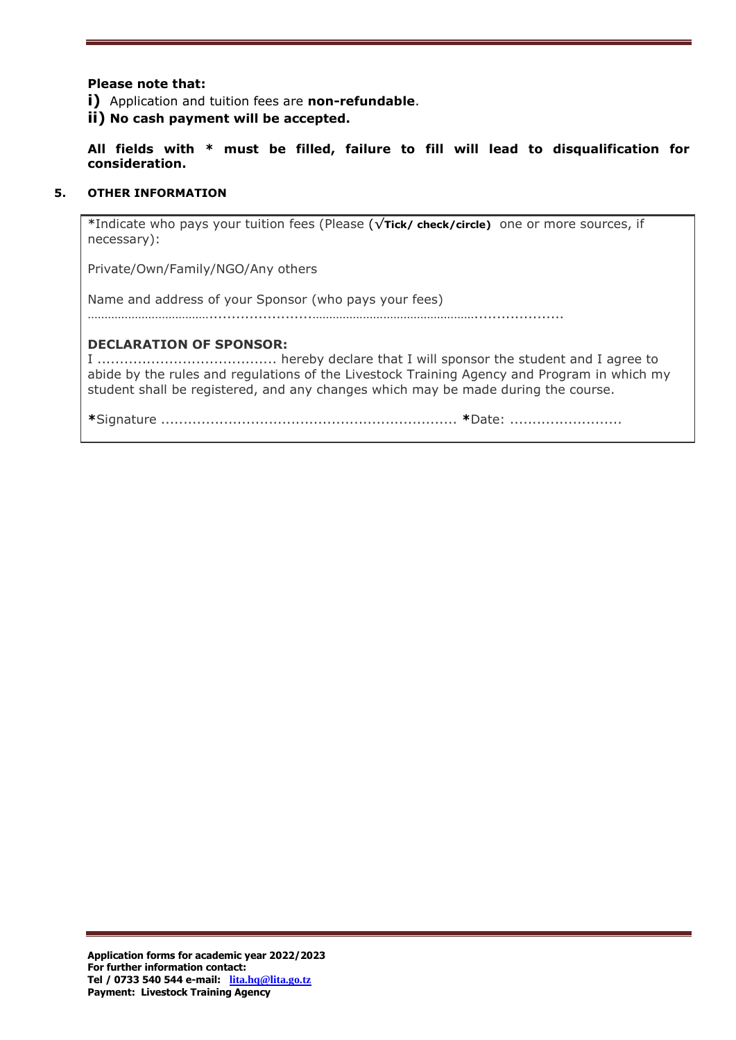**Please note that:**

**i)** Application and tuition fees are **non-refundable**.

**ii) No cash payment will be accepted.**

**All fields with * must be filled, failure to fill will lead to disqualification for consideration.**

**5. OTHER INFORMATION**

*Indicate who pays your tuition fees (Please (**√Tick/ check/circle)** one or more sources, if necessary):

Private/Own/Family/NGO/Any others

Name and address of your Sponsor (who pays your fees)
………………………………..........................…………………………………………….....................

**DECLARATION OF SPONSOR:**

I ........................................ hereby declare that I will sponsor the student and I agree to abide by the rules and regulations of the Livestock Training Agency and Program in which my student shall be registered, and any changes which may be made during the course.

**\***Signature .................................................................. **\***Date: .........................

**Application forms for academic year 2022/2023**
**For further information contact:**
**Tel / 0733 540 544 e-mail: lita.hq@lita.go.tz**
**Payment: Livestock Training Agency**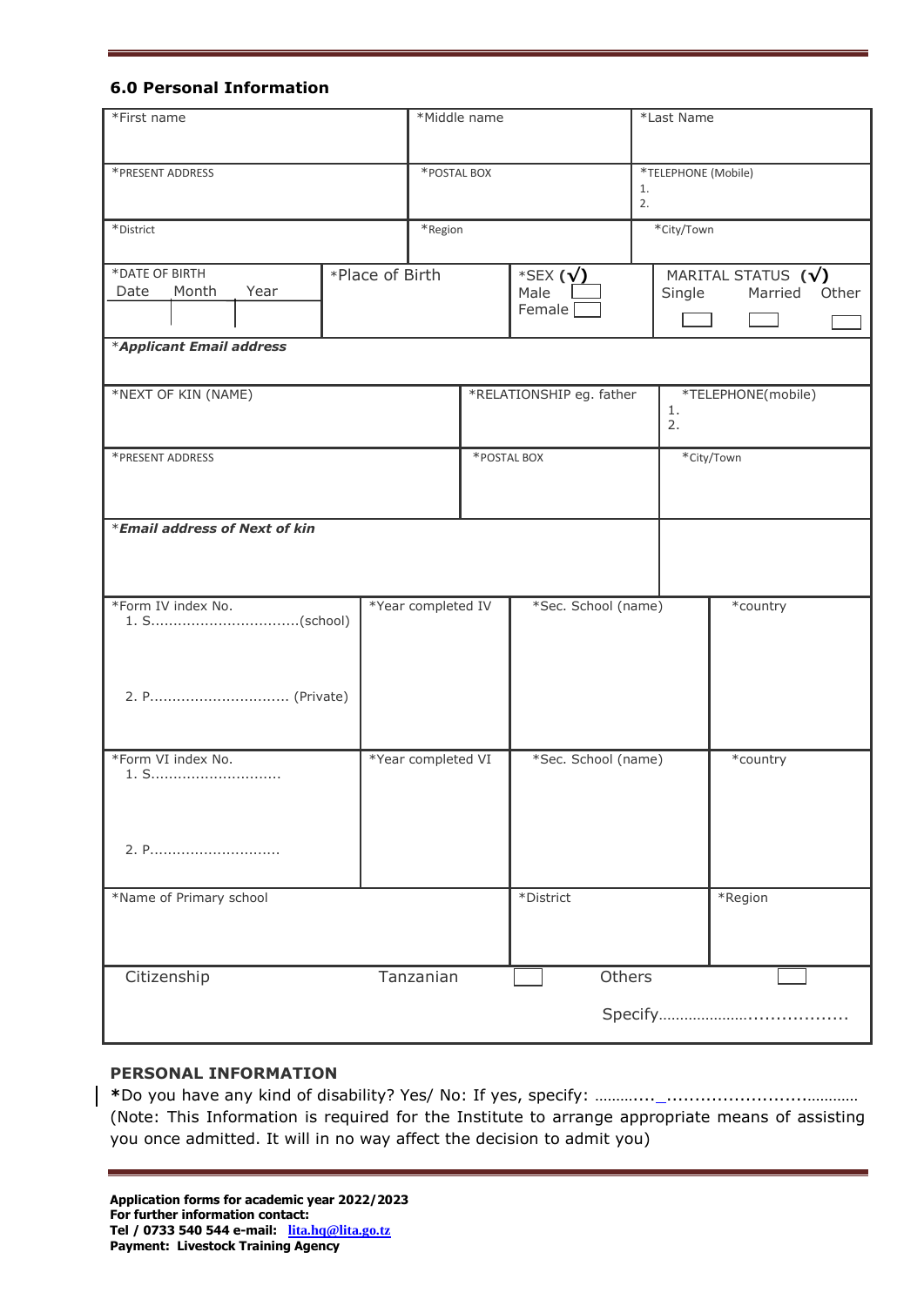### 6.0 Personal Information

| *First name | *Middle name | *Last Name |
|---|---|---|
| *PRESENT ADDRESS | *POSTAL BOX | *TELEPHONE (Mobile)<br>1.<br>2. |
| *District | *Region | *City/Town |

| *DATE OF BIRTH<br>Date Month Year | *Place of Birth | *SEX (√)<br>Male ☐<br>Female ☐ | MARITAL STATUS (√)<br>Single ☐ Married ☐ Other ☐ |
|---|---|---|---|
| ***Applicant Email address*** | | | |

| *NEXT OF KIN (NAME) | *RELATIONSHIP eg. father | *TELEPHONE(mobile)<br>1.<br>2. |
|---|---|---|
| *PRESENT ADDRESS | *POSTAL BOX | *City/Town |
| ***Email address of Next of kin*** | | |

| *Form IV index No.<br>1. S...............................(school)<br><br>2. P.............................. (Private) | *Year completed IV | *Sec. School (name) | *country |
|---|---|---|---|
| *Form VI index No.<br>1. S............................<br><br>2. P............................ | *Year completed VI | *Sec. School (name) | *country |

| *Name of Primary school | *District | *Region |
|---|---|---|
| | | |

| Citizenship | Tanzanian ☐ | Others ☐ |
|---|---|---|
| | | Specify………………….................. |

### PERSONAL INFORMATION

**\***Do you have any kind of disability? Yes/ No: If yes, specify: ……….... _........................………..
(Note: This Information is required for the Institute to arrange appropriate means of assisting you once admitted. It will in no way affect the decision to admit you)

**Application forms for academic year 2022/2023**
**For further information contact:**
**Tel / 0733 540 544 e-mail: lita.hq@lita.go.tz**
**Payment: Livestock Training Agency**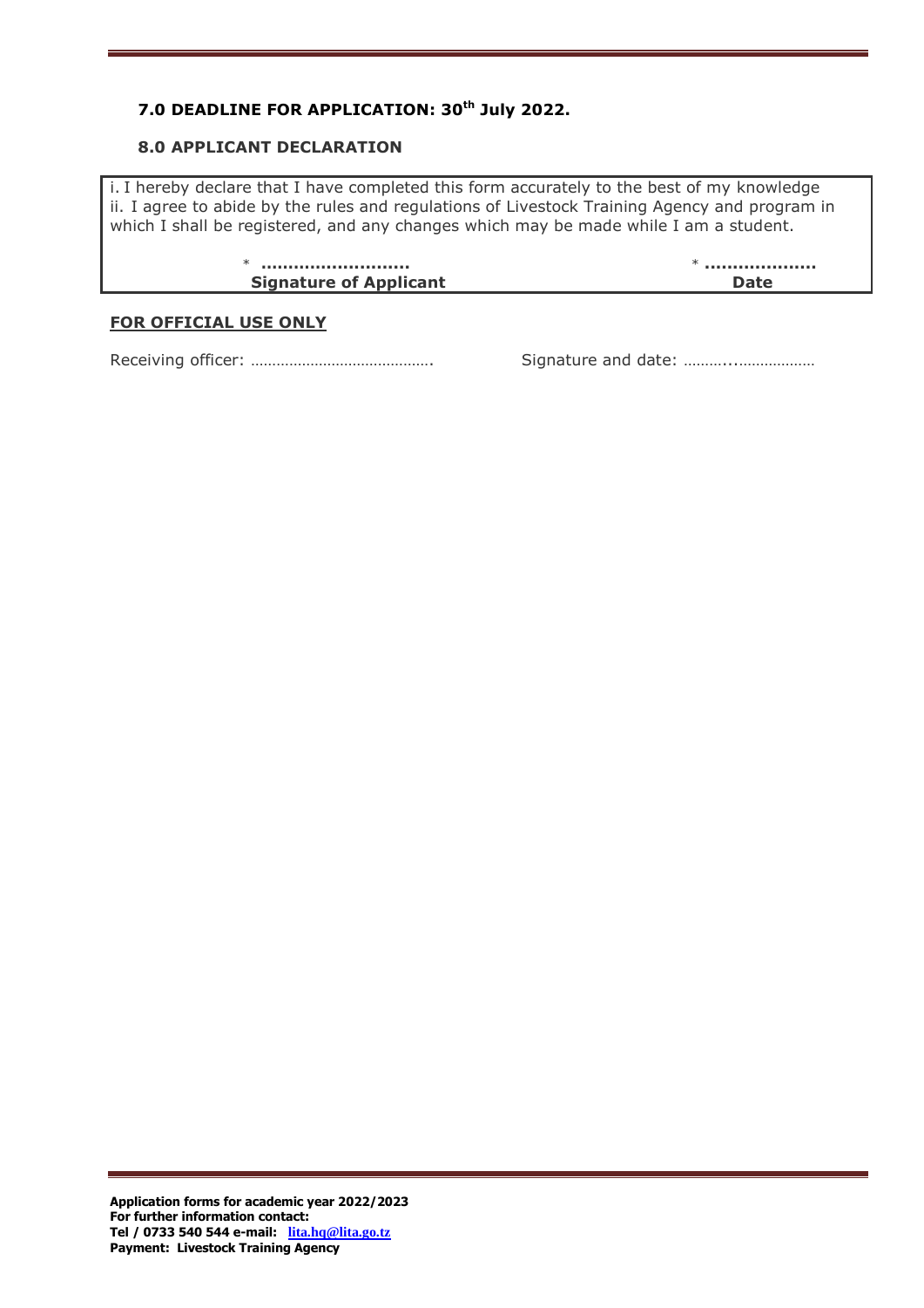### 7.0 DEADLINE FOR APPLICATION: 30th July 2022.

### 8.0 APPLICANT DECLARATION

i. I hereby declare that I have completed this form accurately to the best of my knowledge
ii. I agree to abide by the rules and regulations of Livestock Training Agency and program in which I shall be registered, and any changes which may be made while I am a student.

| * .......................... | * ................... |
|---|---|
| **Signature of Applicant** | **Date** |

**FOR OFFICIAL USE ONLY**

Receiving officer: …………………………………….  Signature and date: ……….........………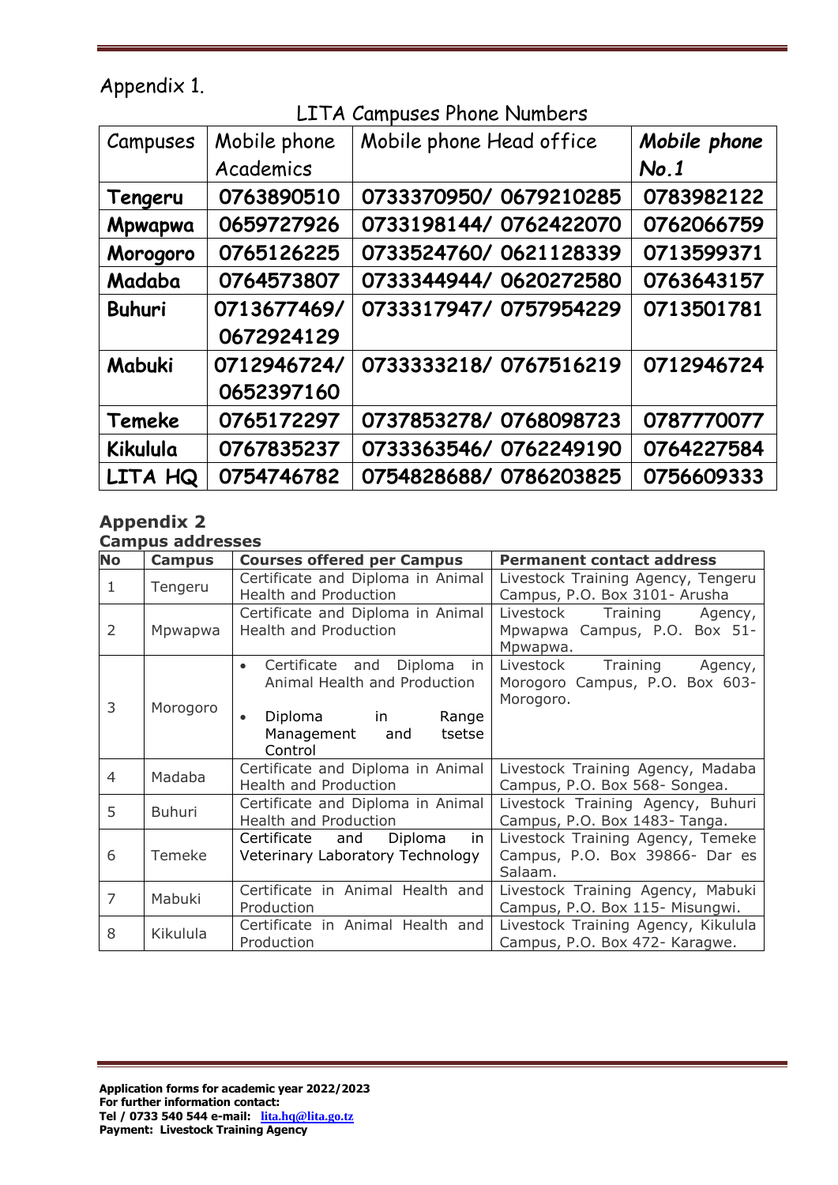Appendix 1.

LITA Campuses Phone Numbers

| Campuses | Mobile phone Academics | Mobile phone Head office | ***Mobile phone No.1*** |
|---|---|---|---|
| **Tengeru** | **0763890510** | **0733370950/ 0679210285** | **0783982122** |
| **Mpwapwa** | **0659727926** | **0733198144/ 0762422070** | **0762066759** |
| **Morogoro** | **0765126225** | **0733524760/ 0621128339** | **0713599371** |
| **Madaba** | **0764573807** | **0733344944/ 0620272580** | **0763643157** |
| **Buhuri** | **0713677469/ 0672924129** | **0733317947/ 0757954229** | **0713501781** |
| **Mabuki** | **0712946724/ 0652397160** | **0733333218/ 0767516219** | **0712946724** |
| **Temeke** | **0765172297** | **0737853278/ 0768098723** | **0787770077** |
| **Kikulula** | **0767835237** | **0733363546/ 0762249190** | **0764227584** |
| **LITA HQ** | **0754746782** | **0754828688/ 0786203825** | **0756609333** |

## Appendix 2

### Campus addresses

| No | Campus | Courses offered per Campus | Permanent contact address |
|---|---|---|---|
| 1 | Tengeru | Certificate and Diploma in Animal Health and Production | Livestock Training Agency, Tengeru Campus, P.O. Box 3101- Arusha |
| 2 | Mpwapwa | Certificate and Diploma in Animal Health and Production | Livestock Training Agency, Mpwapwa Campus, P.O. Box 51- Mpwapwa. |
| 3 | Morogoro | • Certificate and Diploma in Animal Health and Production<br>• Diploma in Range Management and tsetse Control | Livestock Training Agency, Morogoro Campus, P.O. Box 603- Morogoro. |
| 4 | Madaba | Certificate and Diploma in Animal Health and Production | Livestock Training Agency, Madaba Campus, P.O. Box 568- Songea. |
| 5 | Buhuri | Certificate and Diploma in Animal Health and Production | Livestock Training Agency, Buhuri Campus, P.O. Box 1483- Tanga. |
| 6 | Temeke | Certificate and Diploma in Veterinary Laboratory Technology | Livestock Training Agency, Temeke Campus, P.O. Box 39866- Dar es Salaam. |
| 7 | Mabuki | Certificate in Animal Health and Production | Livestock Training Agency, Mabuki Campus, P.O. Box 115- Misungwi. |
| 8 | Kikulula | Certificate in Animal Health and Production | Livestock Training Agency, Kikulula Campus, P.O. Box 472- Karagwe. |